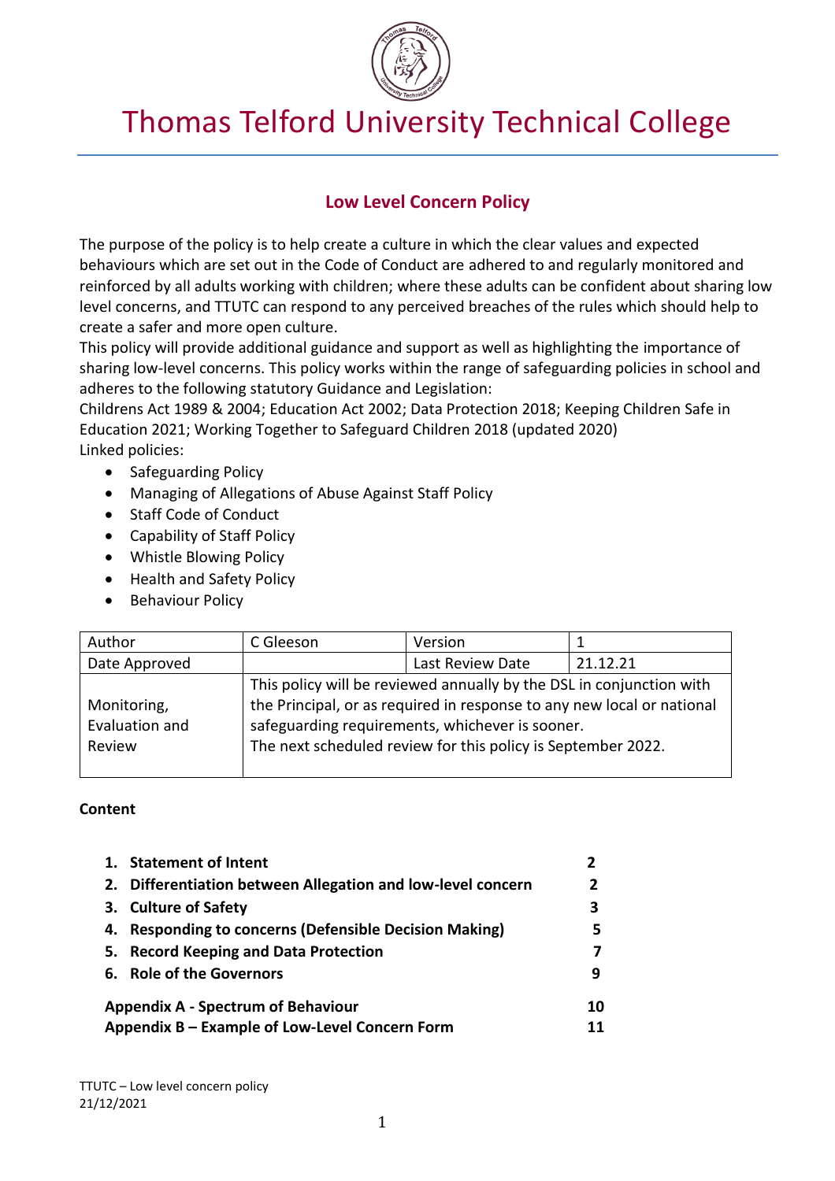# Thomas Telford University Technical College

## Low Level Concern Policy

The purpose of the policy is to help create a culture in which the clear values and expected behaviours which are set out in the Code of Conduct are adhered to and regularly monitored and reinforced by all adults working with children; where these adults can be confident about sharing low level concerns, and TTUTC can respond to any perceived breaches of the rules which should help to create a safer and more open culture.

This policy will provide additional guidance and support as well as highlighting the importance of sharing low-level concerns. This policy works within the range of safeguarding policies in school and adheres to the following statutory Guidance and Legislation:

Childrens Act 1989 & 2004; Education Act 2002; Data Protection 2018; Keeping Children Safe in Education 2021; Working Together to Safeguard Children 2018 (updated 2020)

Linked policies:

- Safeguarding Policy
- Managing of Allegations of Abuse Against Staff Policy
- Staff Code of Conduct
- Capability of Staff Policy
- Whistle Blowing Policy
- Health and Safety Policy
- Behaviour Policy

| | | | |
|---|---|---|---|
| Author | C Gleeson | Version | 1 |
| Date Approved | | Last Review Date | 21.12.21 |
| Monitoring, Evaluation and Review | This policy will be reviewed annually by the DSL in conjunction with the Principal, or as required in response to any new local or national safeguarding requirements, whichever is sooner. The next scheduled review for this policy is September 2022. | | |

**Content**

| | |
|---|---|
| **1. Statement of Intent** | **2** |
| **2. Differentiation between Allegation and low-level concern** | **2** |
| **3. Culture of Safety** | **3** |
| **4. Responding to concerns (Defensible Decision Making)** | **5** |
| **5. Record Keeping and Data Protection** | **7** |
| **6. Role of the Governors** | **9** |
| **Appendix A - Spectrum of Behaviour** | **10** |
| **Appendix B – Example of Low-Level Concern Form** | **11** |

TTUTC – Low level concern policy
21/12/2021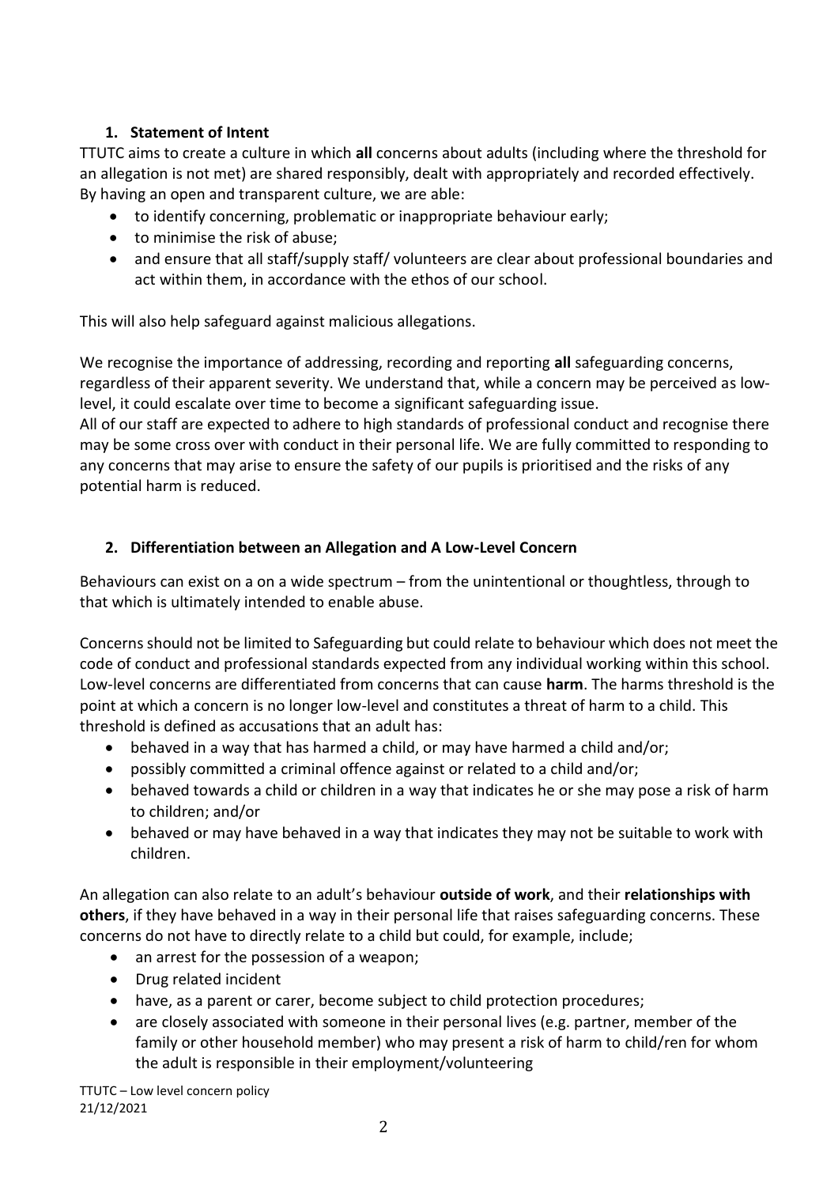## 1. Statement of Intent

TTUTC aims to create a culture in which **all** concerns about adults (including where the threshold for an allegation is not met) are shared responsibly, dealt with appropriately and recorded effectively. By having an open and transparent culture, we are able:

- to identify concerning, problematic or inappropriate behaviour early;
- to minimise the risk of abuse;
- and ensure that all staff/supply staff/ volunteers are clear about professional boundaries and act within them, in accordance with the ethos of our school.

This will also help safeguard against malicious allegations.

We recognise the importance of addressing, recording and reporting **all** safeguarding concerns, regardless of their apparent severity. We understand that, while a concern may be perceived as low-level, it could escalate over time to become a significant safeguarding issue.
All of our staff are expected to adhere to high standards of professional conduct and recognise there may be some cross over with conduct in their personal life. We are fully committed to responding to any concerns that may arise to ensure the safety of our pupils is prioritised and the risks of any potential harm is reduced.

## 2. Differentiation between an Allegation and A Low-Level Concern

Behaviours can exist on a on a wide spectrum – from the unintentional or thoughtless, through to that which is ultimately intended to enable abuse.

Concerns should not be limited to Safeguarding but could relate to behaviour which does not meet the code of conduct and professional standards expected from any individual working within this school. Low-level concerns are differentiated from concerns that can cause **harm**. The harms threshold is the point at which a concern is no longer low-level and constitutes a threat of harm to a child. This threshold is defined as accusations that an adult has:

- behaved in a way that has harmed a child, or may have harmed a child and/or;
- possibly committed a criminal offence against or related to a child and/or;
- behaved towards a child or children in a way that indicates he or she may pose a risk of harm to children; and/or
- behaved or may have behaved in a way that indicates they may not be suitable to work with children.

An allegation can also relate to an adult's behaviour **outside of work**, and their **relationships with others**, if they have behaved in a way in their personal life that raises safeguarding concerns. These concerns do not have to directly relate to a child but could, for example, include;

- an arrest for the possession of a weapon;
- Drug related incident
- have, as a parent or carer, become subject to child protection procedures;
- are closely associated with someone in their personal lives (e.g. partner, member of the family or other household member) who may present a risk of harm to child/ren for whom the adult is responsible in their employment/volunteering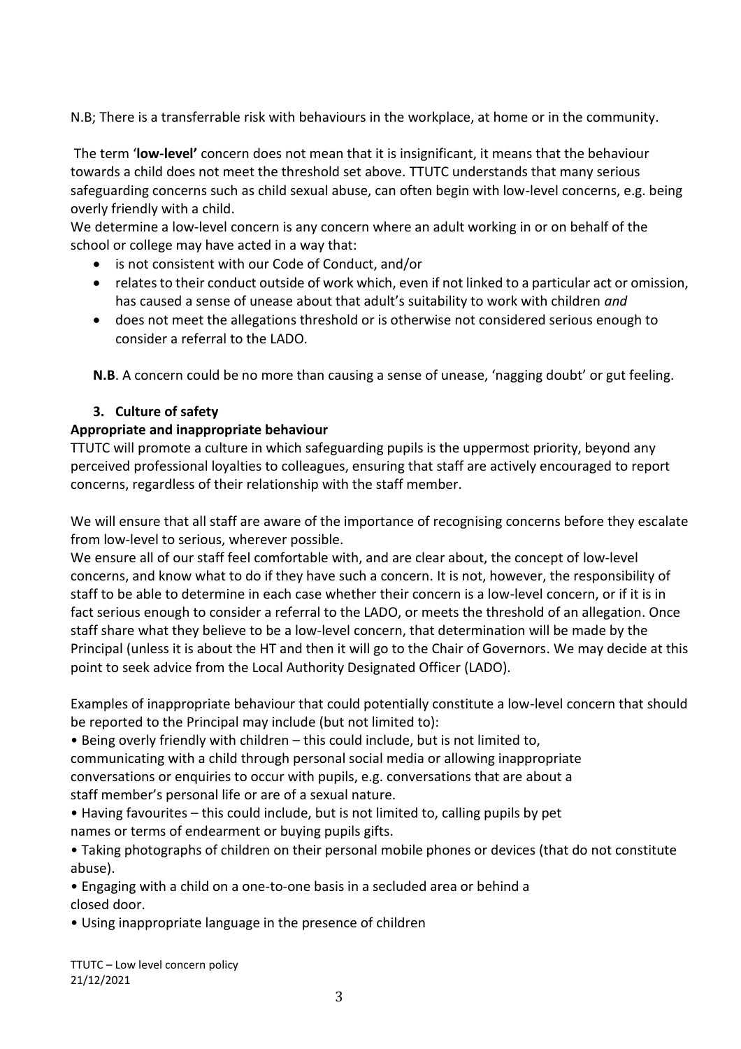N.B; There is a transferrable risk with behaviours in the workplace, at home or in the community.

The term '**low-level'** concern does not mean that it is insignificant, it means that the behaviour towards a child does not meet the threshold set above. TTUTC understands that many serious safeguarding concerns such as child sexual abuse, can often begin with low-level concerns, e.g. being overly friendly with a child.

We determine a low-level concern is any concern where an adult working in or on behalf of the school or college may have acted in a way that:

- is not consistent with our Code of Conduct, and/or
- relates to their conduct outside of work which, even if not linked to a particular act or omission, has caused a sense of unease about that adult's suitability to work with children *and*
- does not meet the allegations threshold or is otherwise not considered serious enough to consider a referral to the LADO.

**N.B**. A concern could be no more than causing a sense of unease, 'nagging doubt' or gut feeling.

## 3. Culture of safety

**Appropriate and inappropriate behaviour**

TTUTC will promote a culture in which safeguarding pupils is the uppermost priority, beyond any perceived professional loyalties to colleagues, ensuring that staff are actively encouraged to report concerns, regardless of their relationship with the staff member.

We will ensure that all staff are aware of the importance of recognising concerns before they escalate from low-level to serious, wherever possible.

We ensure all of our staff feel comfortable with, and are clear about, the concept of low-level concerns, and know what to do if they have such a concern. It is not, however, the responsibility of staff to be able to determine in each case whether their concern is a low-level concern, or if it is in fact serious enough to consider a referral to the LADO, or meets the threshold of an allegation. Once staff share what they believe to be a low-level concern, that determination will be made by the Principal (unless it is about the HT and then it will go to the Chair of Governors. We may decide at this point to seek advice from the Local Authority Designated Officer (LADO).

Examples of inappropriate behaviour that could potentially constitute a low-level concern that should be reported to the Principal may include (but not limited to):

- Being overly friendly with children – this could include, but is not limited to, communicating with a child through personal social media or allowing inappropriate conversations or enquiries to occur with pupils, e.g. conversations that are about a staff member's personal life or are of a sexual nature.
- Having favourites – this could include, but is not limited to, calling pupils by pet names or terms of endearment or buying pupils gifts.
- Taking photographs of children on their personal mobile phones or devices (that do not constitute abuse).
- Engaging with a child on a one-to-one basis in a secluded area or behind a closed door.
- Using inappropriate language in the presence of children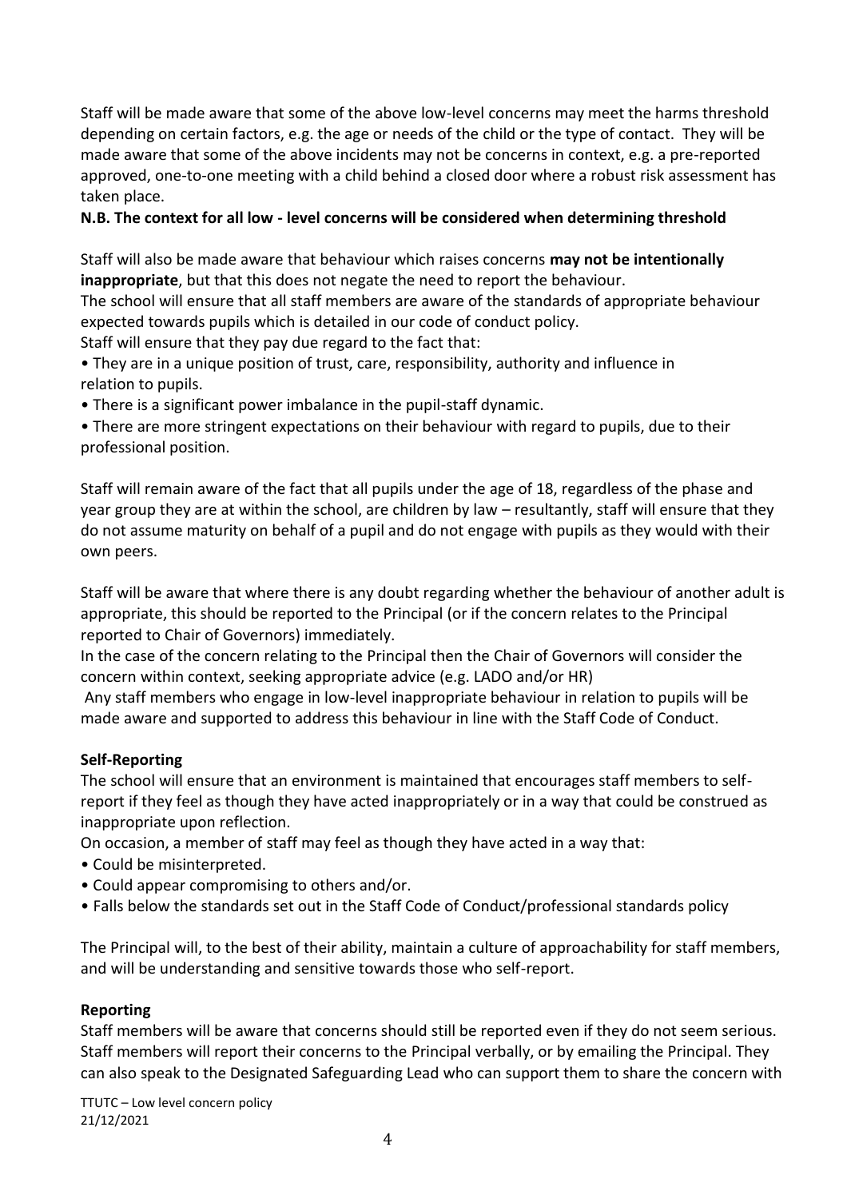Staff will be made aware that some of the above low-level concerns may meet the harms threshold depending on certain factors, e.g. the age or needs of the child or the type of contact. They will be made aware that some of the above incidents may not be concerns in context, e.g. a pre-reported approved, one-to-one meeting with a child behind a closed door where a robust risk assessment has taken place.

**N.B. The context for all low - level concerns will be considered when determining threshold**

Staff will also be made aware that behaviour which raises concerns **may not be intentionally inappropriate**, but that this does not negate the need to report the behaviour.

The school will ensure that all staff members are aware of the standards of appropriate behaviour expected towards pupils which is detailed in our code of conduct policy.

Staff will ensure that they pay due regard to the fact that:

- They are in a unique position of trust, care, responsibility, authority and influence in relation to pupils.
- There is a significant power imbalance in the pupil-staff dynamic.
- There are more stringent expectations on their behaviour with regard to pupils, due to their professional position.

Staff will remain aware of the fact that all pupils under the age of 18, regardless of the phase and year group they are at within the school, are children by law – resultantly, staff will ensure that they do not assume maturity on behalf of a pupil and do not engage with pupils as they would with their own peers.

Staff will be aware that where there is any doubt regarding whether the behaviour of another adult is appropriate, this should be reported to the Principal (or if the concern relates to the Principal reported to Chair of Governors) immediately.

In the case of the concern relating to the Principal then the Chair of Governors will consider the concern within context, seeking appropriate advice (e.g. LADO and/or HR)

Any staff members who engage in low-level inappropriate behaviour in relation to pupils will be made aware and supported to address this behaviour in line with the Staff Code of Conduct.

**Self-Reporting**

The school will ensure that an environment is maintained that encourages staff members to self-report if they feel as though they have acted inappropriately or in a way that could be construed as inappropriate upon reflection.

On occasion, a member of staff may feel as though they have acted in a way that:

- Could be misinterpreted.
- Could appear compromising to others and/or.
- Falls below the standards set out in the Staff Code of Conduct/professional standards policy

The Principal will, to the best of their ability, maintain a culture of approachability for staff members, and will be understanding and sensitive towards those who self-report.

**Reporting**

Staff members will be aware that concerns should still be reported even if they do not seem serious. Staff members will report their concerns to the Principal verbally, or by emailing the Principal. They can also speak to the Designated Safeguarding Lead who can support them to share the concern with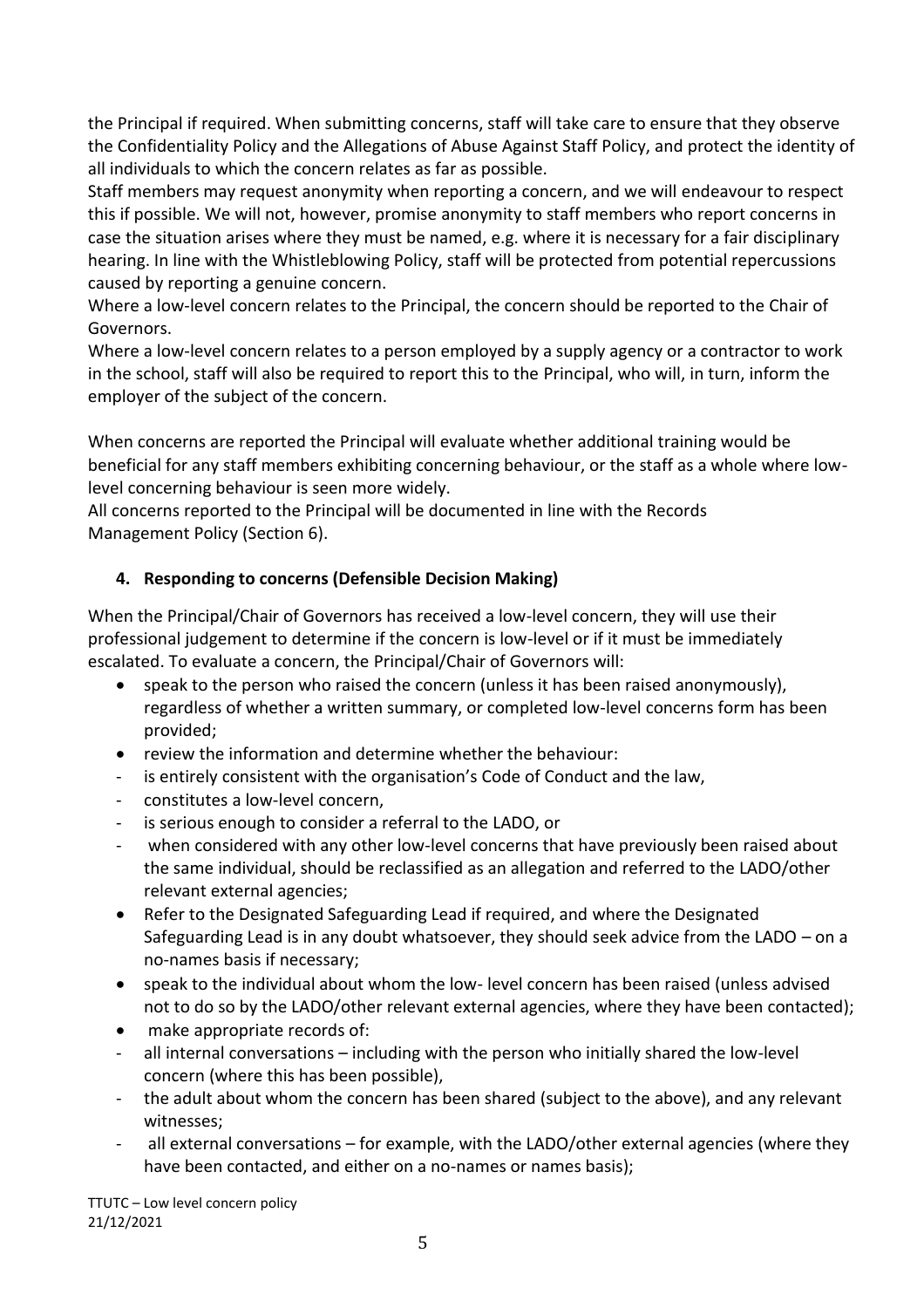the Principal if required. When submitting concerns, staff will take care to ensure that they observe the Confidentiality Policy and the Allegations of Abuse Against Staff Policy, and protect the identity of all individuals to which the concern relates as far as possible.

Staff members may request anonymity when reporting a concern, and we will endeavour to respect this if possible. We will not, however, promise anonymity to staff members who report concerns in case the situation arises where they must be named, e.g. where it is necessary for a fair disciplinary hearing. In line with the Whistleblowing Policy, staff will be protected from potential repercussions caused by reporting a genuine concern.

Where a low-level concern relates to the Principal, the concern should be reported to the Chair of Governors.

Where a low-level concern relates to a person employed by a supply agency or a contractor to work in the school, staff will also be required to report this to the Principal, who will, in turn, inform the employer of the subject of the concern.

When concerns are reported the Principal will evaluate whether additional training would be beneficial for any staff members exhibiting concerning behaviour, or the staff as a whole where low-level concerning behaviour is seen more widely.

All concerns reported to the Principal will be documented in line with the Records Management Policy (Section 6).

## 4. Responding to concerns (Defensible Decision Making)

When the Principal/Chair of Governors has received a low-level concern, they will use their professional judgement to determine if the concern is low-level or if it must be immediately escalated. To evaluate a concern, the Principal/Chair of Governors will:

- speak to the person who raised the concern (unless it has been raised anonymously), regardless of whether a written summary, or completed low-level concerns form has been provided;
- review the information and determine whether the behaviour:
  - is entirely consistent with the organisation's Code of Conduct and the law,
  - constitutes a low-level concern,
  - is serious enough to consider a referral to the LADO, or
  - when considered with any other low-level concerns that have previously been raised about the same individual, should be reclassified as an allegation and referred to the LADO/other relevant external agencies;
- Refer to the Designated Safeguarding Lead if required, and where the Designated Safeguarding Lead is in any doubt whatsoever, they should seek advice from the LADO – on a no-names basis if necessary;
- speak to the individual about whom the low- level concern has been raised (unless advised not to do so by the LADO/other relevant external agencies, where they have been contacted);
- make appropriate records of:
  - all internal conversations – including with the person who initially shared the low-level concern (where this has been possible),
  - the adult about whom the concern has been shared (subject to the above), and any relevant witnesses;
  - all external conversations – for example, with the LADO/other external agencies (where they have been contacted, and either on a no-names or names basis);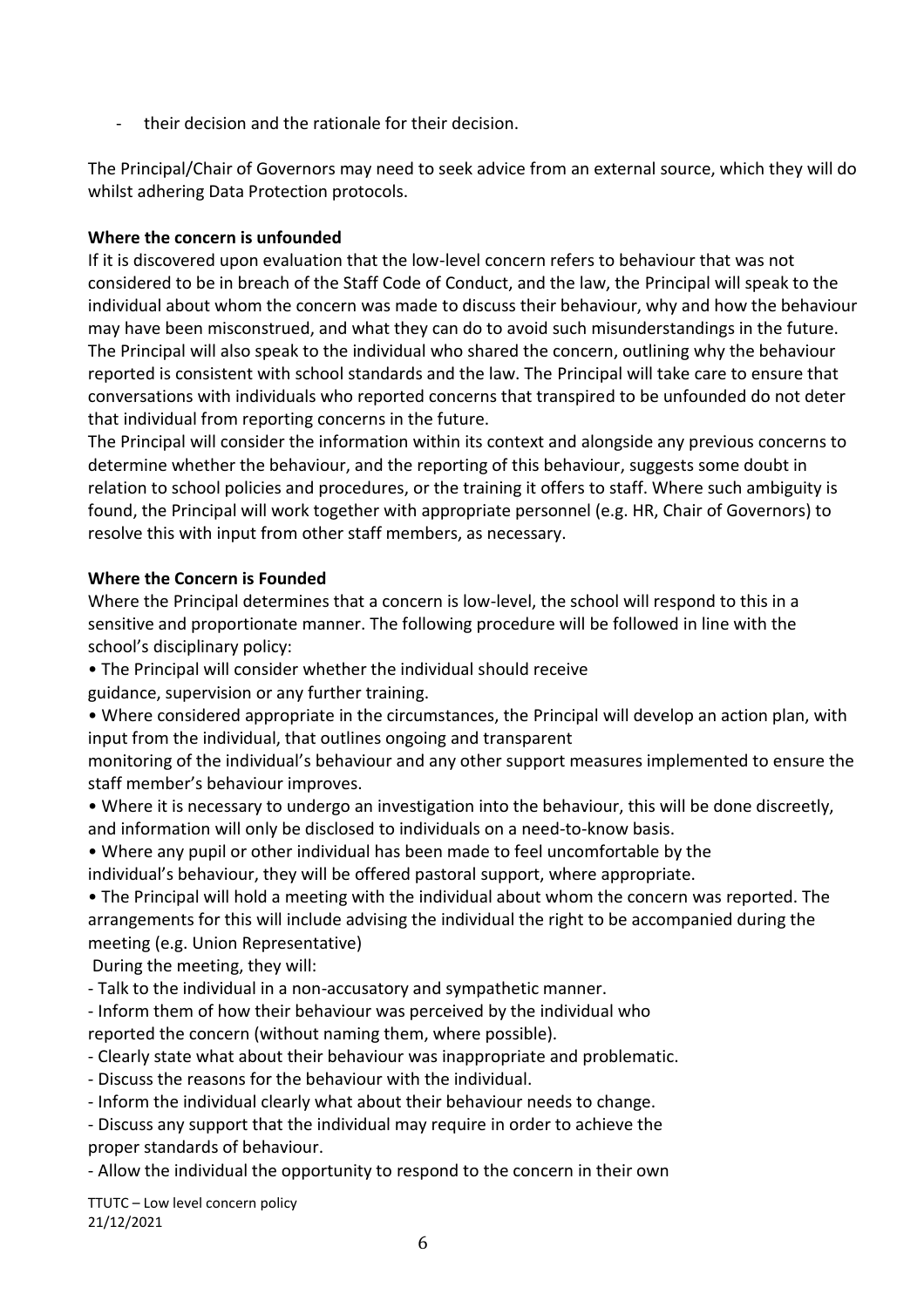- their decision and the rationale for their decision.

The Principal/Chair of Governors may need to seek advice from an external source, which they will do whilst adhering Data Protection protocols.

**Where the concern is unfounded**

If it is discovered upon evaluation that the low-level concern refers to behaviour that was not considered to be in breach of the Staff Code of Conduct, and the law, the Principal will speak to the individual about whom the concern was made to discuss their behaviour, why and how the behaviour may have been misconstrued, and what they can do to avoid such misunderstandings in the future. The Principal will also speak to the individual who shared the concern, outlining why the behaviour reported is consistent with school standards and the law. The Principal will take care to ensure that conversations with individuals who reported concerns that transpired to be unfounded do not deter that individual from reporting concerns in the future.

The Principal will consider the information within its context and alongside any previous concerns to determine whether the behaviour, and the reporting of this behaviour, suggests some doubt in relation to school policies and procedures, or the training it offers to staff. Where such ambiguity is found, the Principal will work together with appropriate personnel (e.g. HR, Chair of Governors) to resolve this with input from other staff members, as necessary.

**Where the Concern is Founded**

Where the Principal determines that a concern is low-level, the school will respond to this in a sensitive and proportionate manner. The following procedure will be followed in line with the school's disciplinary policy:

- The Principal will consider whether the individual should receive guidance, supervision or any further training.
- Where considered appropriate in the circumstances, the Principal will develop an action plan, with input from the individual, that outlines ongoing and transparent monitoring of the individual's behaviour and any other support measures implemented to ensure the staff member's behaviour improves.
- Where it is necessary to undergo an investigation into the behaviour, this will be done discreetly, and information will only be disclosed to individuals on a need-to-know basis.
- Where any pupil or other individual has been made to feel uncomfortable by the individual's behaviour, they will be offered pastoral support, where appropriate.
- The Principal will hold a meeting with the individual about whom the concern was reported. The arrangements for this will include advising the individual the right to be accompanied during the meeting (e.g. Union Representative)

During the meeting, they will:

- Talk to the individual in a non-accusatory and sympathetic manner.
- Inform them of how their behaviour was perceived by the individual who reported the concern (without naming them, where possible).
- Clearly state what about their behaviour was inappropriate and problematic.
- Discuss the reasons for the behaviour with the individual.
- Inform the individual clearly what about their behaviour needs to change.
- Discuss any support that the individual may require in order to achieve the proper standards of behaviour.
- Allow the individual the opportunity to respond to the concern in their own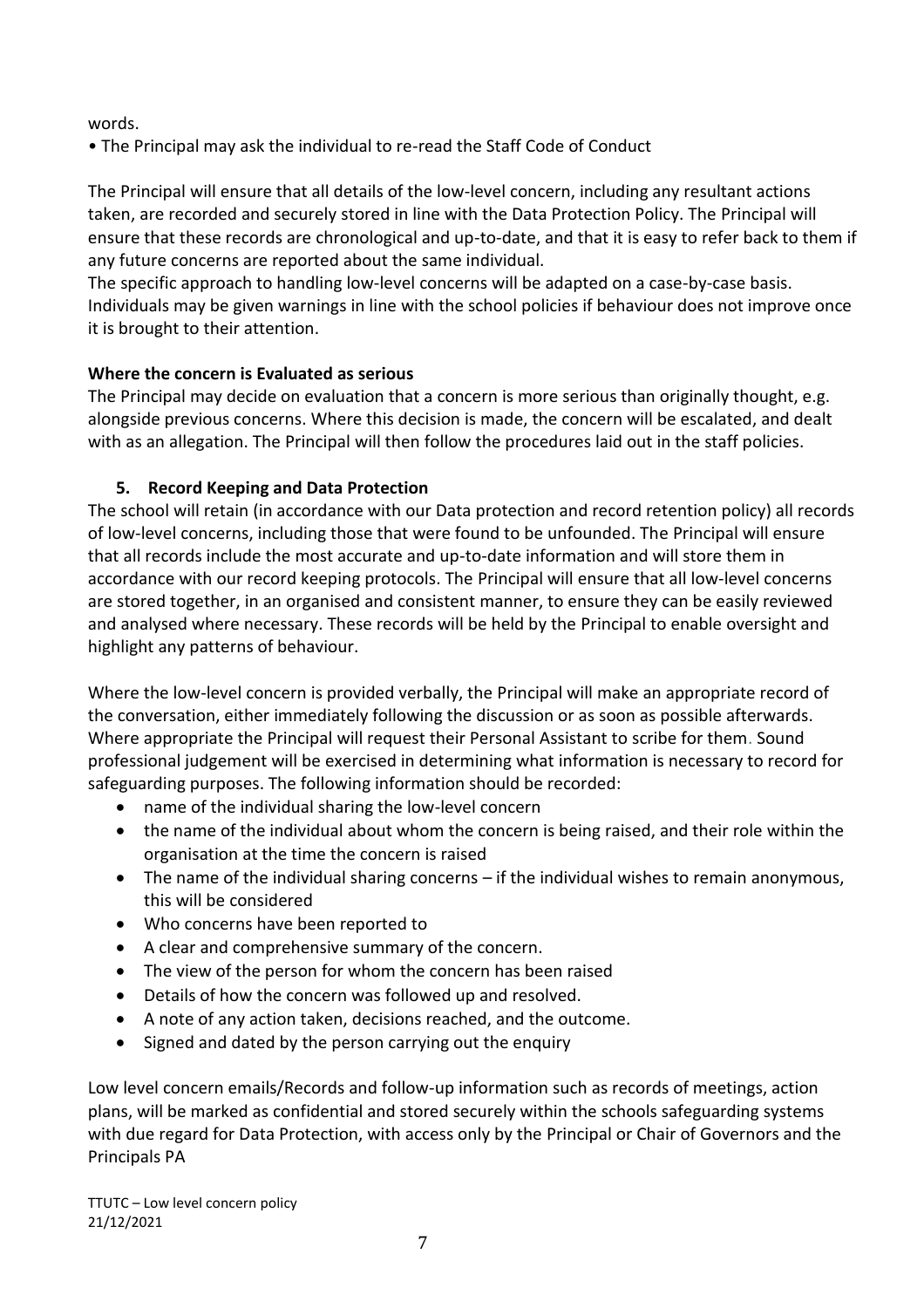words.

• The Principal may ask the individual to re-read the Staff Code of Conduct

The Principal will ensure that all details of the low-level concern, including any resultant actions taken, are recorded and securely stored in line with the Data Protection Policy. The Principal will ensure that these records are chronological and up-to-date, and that it is easy to refer back to them if any future concerns are reported about the same individual.

The specific approach to handling low-level concerns will be adapted on a case-by-case basis. Individuals may be given warnings in line with the school policies if behaviour does not improve once it is brought to their attention.

**Where the concern is Evaluated as serious**

The Principal may decide on evaluation that a concern is more serious than originally thought, e.g. alongside previous concerns. Where this decision is made, the concern will be escalated, and dealt with as an allegation. The Principal will then follow the procedures laid out in the staff policies.

## 5. Record Keeping and Data Protection

The school will retain (in accordance with our Data protection and record retention policy) all records of low-level concerns, including those that were found to be unfounded. The Principal will ensure that all records include the most accurate and up-to-date information and will store them in accordance with our record keeping protocols. The Principal will ensure that all low-level concerns are stored together, in an organised and consistent manner, to ensure they can be easily reviewed and analysed where necessary. These records will be held by the Principal to enable oversight and highlight any patterns of behaviour.

Where the low-level concern is provided verbally, the Principal will make an appropriate record of the conversation, either immediately following the discussion or as soon as possible afterwards. Where appropriate the Principal will request their Personal Assistant to scribe for them. Sound professional judgement will be exercised in determining what information is necessary to record for safeguarding purposes. The following information should be recorded:

- name of the individual sharing the low-level concern
- the name of the individual about whom the concern is being raised, and their role within the organisation at the time the concern is raised
- The name of the individual sharing concerns – if the individual wishes to remain anonymous, this will be considered
- Who concerns have been reported to
- A clear and comprehensive summary of the concern.
- The view of the person for whom the concern has been raised
- Details of how the concern was followed up and resolved.
- A note of any action taken, decisions reached, and the outcome.
- Signed and dated by the person carrying out the enquiry

Low level concern emails/Records and follow-up information such as records of meetings, action plans, will be marked as confidential and stored securely within the schools safeguarding systems with due regard for Data Protection, with access only by the Principal or Chair of Governors and the Principals PA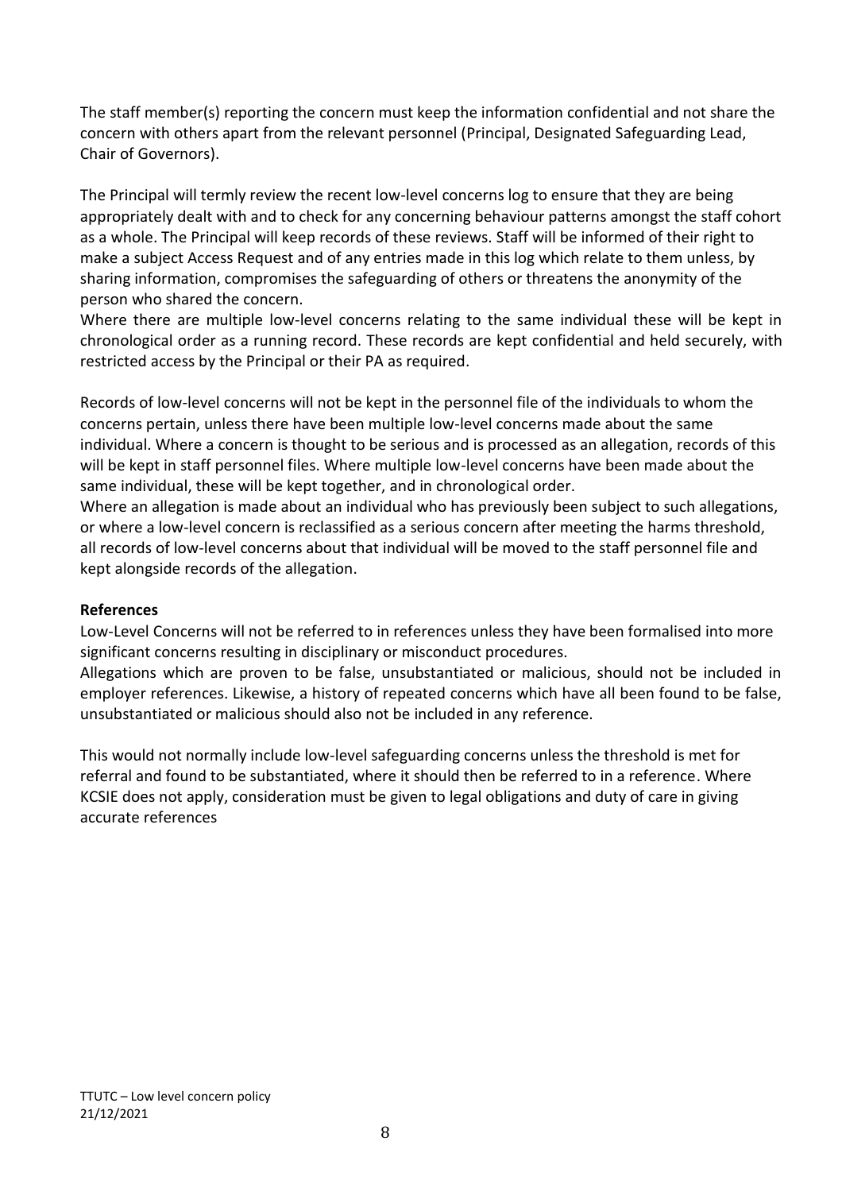The staff member(s) reporting the concern must keep the information confidential and not share the concern with others apart from the relevant personnel (Principal, Designated Safeguarding Lead, Chair of Governors).

The Principal will termly review the recent low-level concerns log to ensure that they are being appropriately dealt with and to check for any concerning behaviour patterns amongst the staff cohort as a whole. The Principal will keep records of these reviews. Staff will be informed of their right to make a subject Access Request and of any entries made in this log which relate to them unless, by sharing information, compromises the safeguarding of others or threatens the anonymity of the person who shared the concern.

Where there are multiple low-level concerns relating to the same individual these will be kept in chronological order as a running record. These records are kept confidential and held securely, with restricted access by the Principal or their PA as required.

Records of low-level concerns will not be kept in the personnel file of the individuals to whom the concerns pertain, unless there have been multiple low-level concerns made about the same individual. Where a concern is thought to be serious and is processed as an allegation, records of this will be kept in staff personnel files. Where multiple low-level concerns have been made about the same individual, these will be kept together, and in chronological order.

Where an allegation is made about an individual who has previously been subject to such allegations, or where a low-level concern is reclassified as a serious concern after meeting the harms threshold, all records of low-level concerns about that individual will be moved to the staff personnel file and kept alongside records of the allegation.

**References**

Low-Level Concerns will not be referred to in references unless they have been formalised into more significant concerns resulting in disciplinary or misconduct procedures.

Allegations which are proven to be false, unsubstantiated or malicious, should not be included in employer references. Likewise, a history of repeated concerns which have all been found to be false, unsubstantiated or malicious should also not be included in any reference.

This would not normally include low-level safeguarding concerns unless the threshold is met for referral and found to be substantiated, where it should then be referred to in a reference. Where KCSIE does not apply, consideration must be given to legal obligations and duty of care in giving accurate references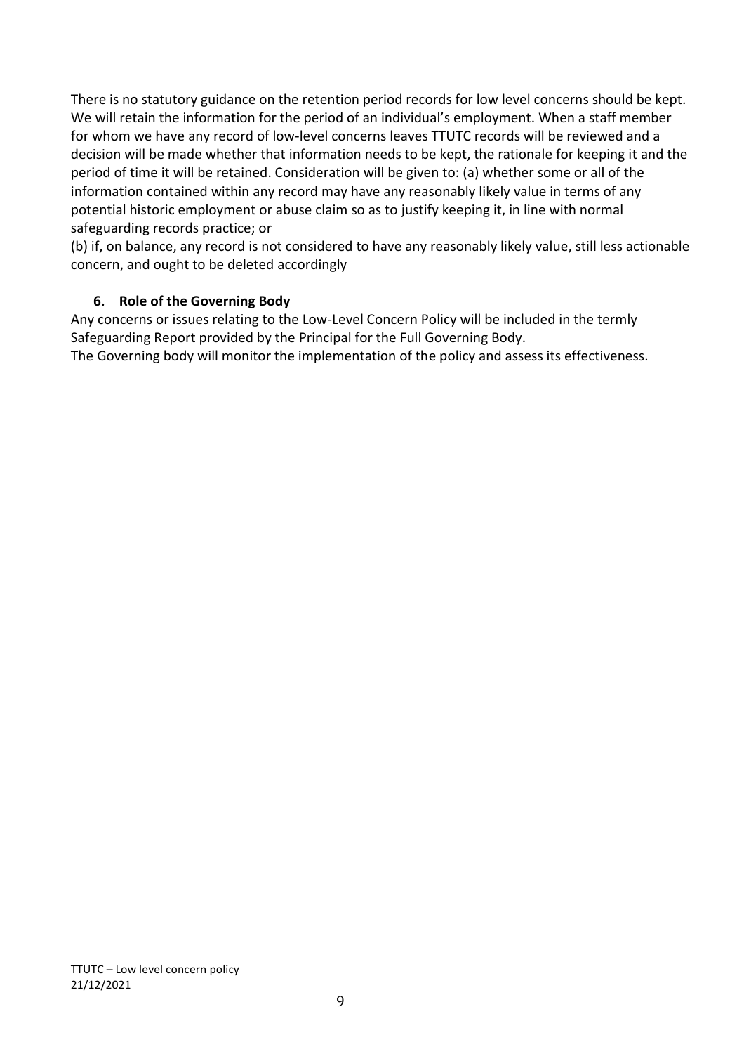There is no statutory guidance on the retention period records for low level concerns should be kept. We will retain the information for the period of an individual's employment. When a staff member for whom we have any record of low-level concerns leaves TTUTC records will be reviewed and a decision will be made whether that information needs to be kept, the rationale for keeping it and the period of time it will be retained. Consideration will be given to: (a) whether some or all of the information contained within any record may have any reasonably likely value in terms of any potential historic employment or abuse claim so as to justify keeping it, in line with normal safeguarding records practice; or

(b) if, on balance, any record is not considered to have any reasonably likely value, still less actionable concern, and ought to be deleted accordingly

## 6. Role of the Governing Body

Any concerns or issues relating to the Low-Level Concern Policy will be included in the termly Safeguarding Report provided by the Principal for the Full Governing Body.

The Governing body will monitor the implementation of the policy and assess its effectiveness.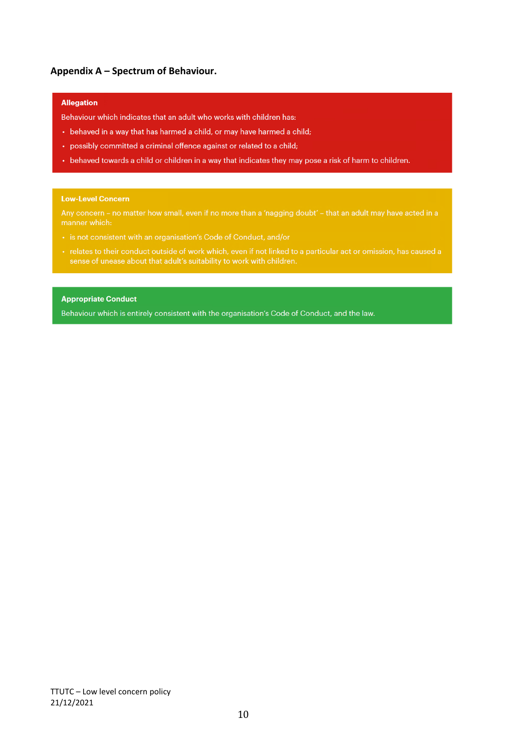## Appendix A – Spectrum of Behaviour.

### Allegation

Behaviour which indicates that an adult who works with children has:

- behaved in a way that has harmed a child, or may have harmed a child;
- possibly committed a criminal offence against or related to a child;
- behaved towards a child or children in a way that indicates they may pose a risk of harm to children.

### Low-Level Concern

Any concern – no matter how small, even if no more than a 'nagging doubt' – that an adult may have acted in a manner which:

- is not consistent with an organisation's Code of Conduct, and/or
- relates to their conduct outside of work which, even if not linked to a particular act or omission, has caused a sense of unease about that adult's suitability to work with children.

### Appropriate Conduct

Behaviour which is entirely consistent with the organisation's Code of Conduct, and the law.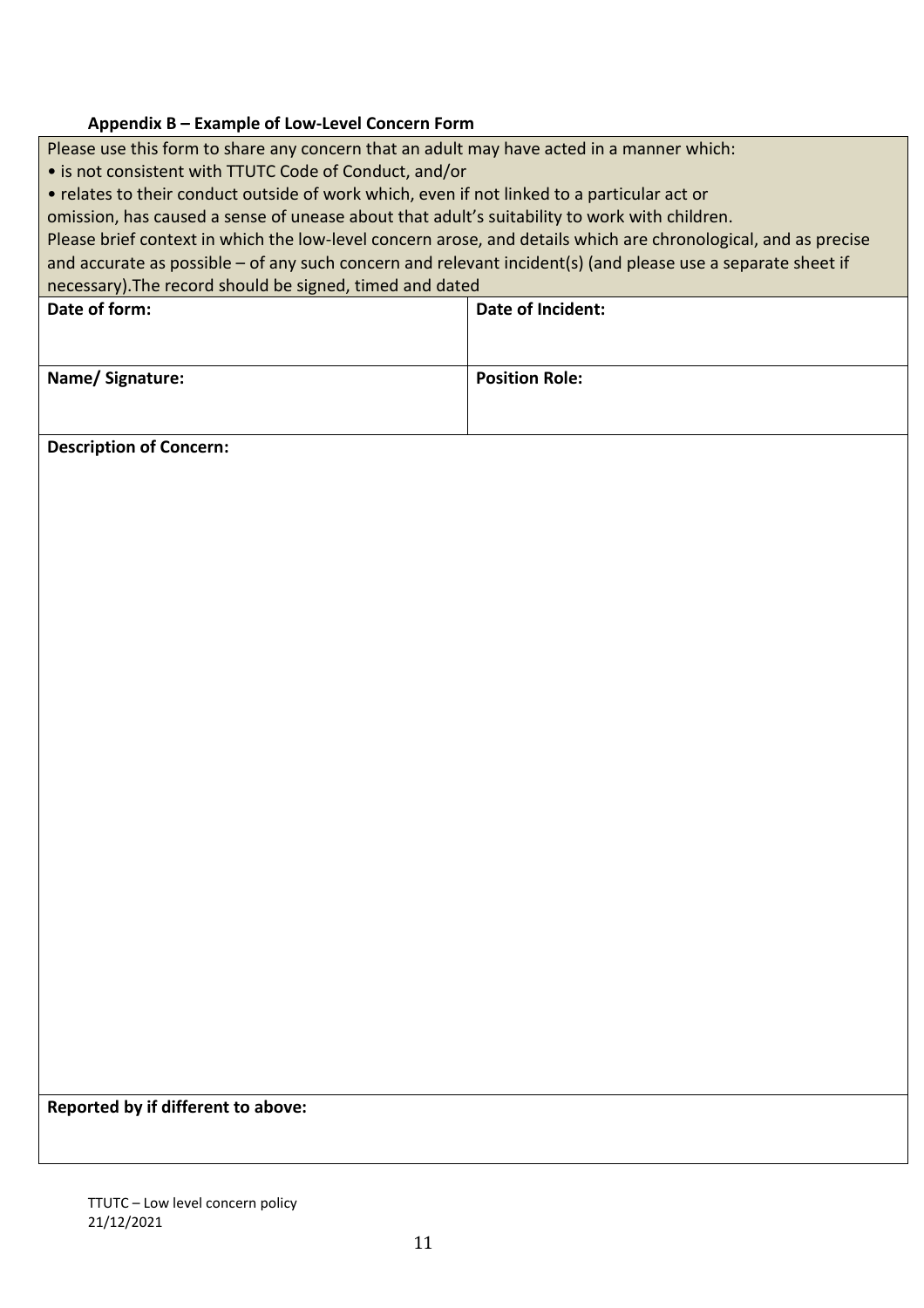### Appendix B – Example of Low-Level Concern Form

Please use this form to share any concern that an adult may have acted in a manner which:

- is not consistent with TTUTC Code of Conduct, and/or
- relates to their conduct outside of work which, even if not linked to a particular act or omission, has caused a sense of unease about that adult's suitability to work with children.

Please brief context in which the low-level concern arose, and details which are chronological, and as precise and accurate as possible – of any such concern and relevant incident(s) (and please use a separate sheet if necessary).The record should be signed, timed and dated

| | |
|---|---|
| **Date of form:** | **Date of Incident:** |
| **Name/ Signature:** | **Position Role:** |
| **Description of Concern:** | |
| **Reported by if different to above:** | |